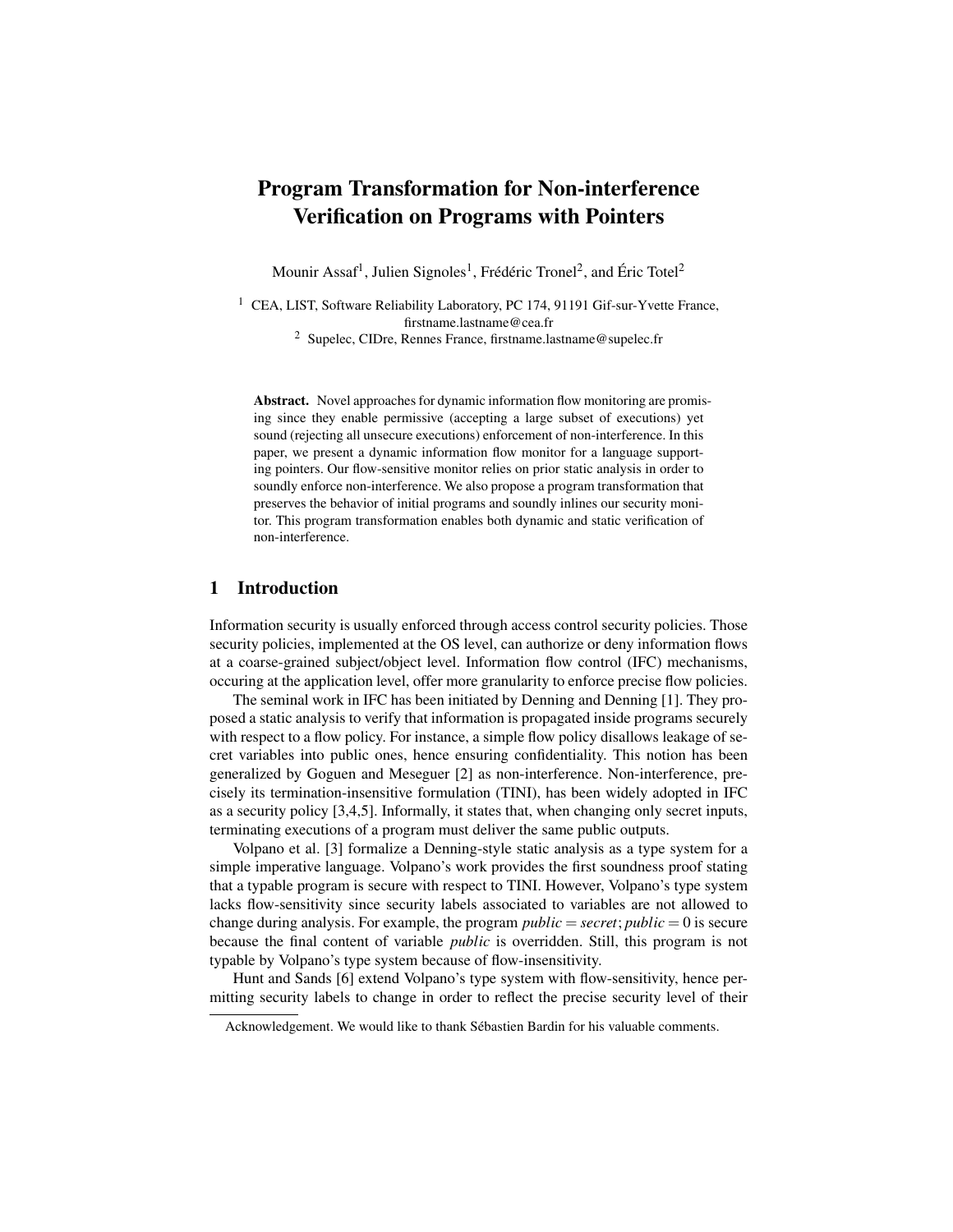# Program Transformation for Non-interference Verification on Programs with Pointers

Mounir Assaf[1], Julien Signoles[1], Frédéric Tronel[2], and Éric Totel[2]

[1] CEA, LIST, Software Reliability Laboratory, PC 174, 91191 Gif-sur-Yvette France, firstname.lastname@cea.fr

[2] Supelec, CIDre, Rennes France, firstname.lastname@supelec.fr

**Abstract.** Novel approaches for dynamic information flow monitoring are promising since they enable permissive (accepting a large subset of executions) yet sound (rejecting all unsecure executions) enforcement of non-interference. In this paper, we present a dynamic information flow monitor for a language supporting pointers. Our flow-sensitive monitor relies on prior static analysis in order to soundly enforce non-interference. We also propose a program transformation that preserves the behavior of initial programs and soundly inlines our security monitor. This program transformation enables both dynamic and static verification of non-interference.

## 1 Introduction

Information security is usually enforced through access control security policies. Those security policies, implemented at the OS level, can authorize or deny information flows at a coarse-grained subject/object level. Information flow control (IFC) mechanisms, occuring at the application level, offer more granularity to enforce precise flow policies.

The seminal work in IFC has been initiated by Denning and Denning [1]. They proposed a static analysis to verify that information is propagated inside programs securely with respect to a flow policy. For instance, a simple flow policy disallows leakage of secret variables into public ones, hence ensuring confidentiality. This notion has been generalized by Goguen and Meseguer [2] as non-interference. Non-interference, precisely its termination-insensitive formulation (TINI), has been widely adopted in IFC as a security policy [3,4,5]. Informally, it states that, when changing only secret inputs, terminating executions of a program must deliver the same public outputs.

Volpano et al. [3] formalize a Denning-style static analysis as a type system for a simple imperative language. Volpano's work provides the first soundness proof stating that a typable program is secure with respect to TINI. However, Volpano's type system lacks flow-sensitivity since security labels associated to variables are not allowed to change during analysis. For example, the program $public = secret; public = 0$ is secure because the final content of variable *public* is overridden. Still, this program is not typable by Volpano's type system because of flow-insensitivity.

Hunt and Sands [6] extend Volpano's type system with flow-sensitivity, hence permitting security labels to change in order to reflect the precise security level of their

Acknowledgement. We would like to thank Sébastien Bardin for his valuable comments.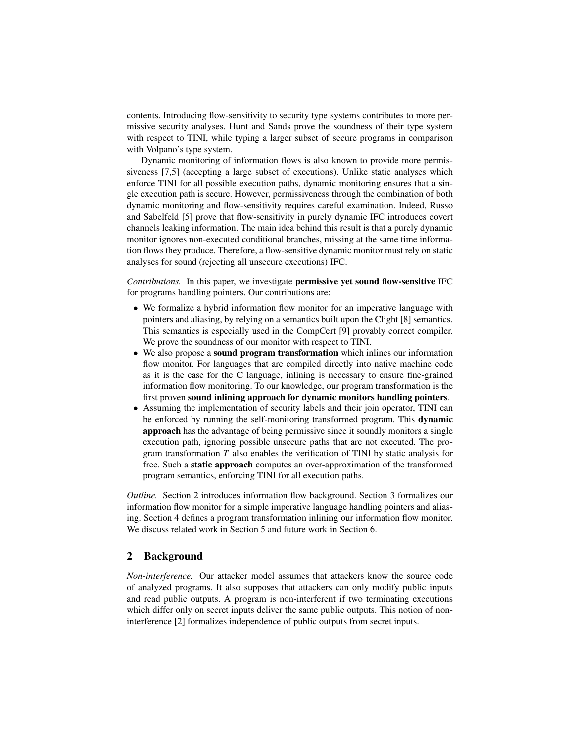contents. Introducing flow-sensitivity to security type systems contributes to more permissive security analyses. Hunt and Sands prove the soundness of their type system with respect to TINI, while typing a larger subset of secure programs in comparison with Volpano's type system.

Dynamic monitoring of information flows is also known to provide more permissiveness [7,5] (accepting a large subset of executions). Unlike static analyses which enforce TINI for all possible execution paths, dynamic monitoring ensures that a single execution path is secure. However, permissiveness through the combination of both dynamic monitoring and flow-sensitivity requires careful examination. Indeed, Russo and Sabelfeld [5] prove that flow-sensitivity in purely dynamic IFC introduces covert channels leaking information. The main idea behind this result is that a purely dynamic monitor ignores non-executed conditional branches, missing at the same time information flows they produce. Therefore, a flow-sensitive dynamic monitor must rely on static analyses for sound (rejecting all unsecure executions) IFC.

*Contributions.* In this paper, we investigate **permissive yet sound flow-sensitive** IFC for programs handling pointers. Our contributions are:

- We formalize a hybrid information flow monitor for an imperative language with pointers and aliasing, by relying on a semantics built upon the Clight [8] semantics. This semantics is especially used in the CompCert [9] provably correct compiler. We prove the soundness of our monitor with respect to TINI.
- We also propose a **sound program transformation** which inlines our information flow monitor. For languages that are compiled directly into native machine code as it is the case for the C language, inlining is necessary to ensure fine-grained information flow monitoring. To our knowledge, our program transformation is the first proven **sound inlining approach for dynamic monitors handling pointers**.
- Assuming the implementation of security labels and their join operator, TINI can be enforced by running the self-monitoring transformed program. This **dynamic approach** has the advantage of being permissive since it soundly monitors a single execution path, ignoring possible unsecure paths that are not executed. The program transformation $T$ also enables the verification of TINI by static analysis for free. Such a **static approach** computes an over-approximation of the transformed program semantics, enforcing TINI for all execution paths.

*Outline.* Section 2 introduces information flow background. Section 3 formalizes our information flow monitor for a simple imperative language handling pointers and aliasing. Section 4 defines a program transformation inlining our information flow monitor. We discuss related work in Section 5 and future work in Section 6.

## 2 Background

*Non-interference.* Our attacker model assumes that attackers know the source code of analyzed programs. It also supposes that attackers can only modify public inputs and read public outputs. A program is non-interferent if two terminating executions which differ only on secret inputs deliver the same public outputs. This notion of non-interference [2] formalizes independence of public outputs from secret inputs.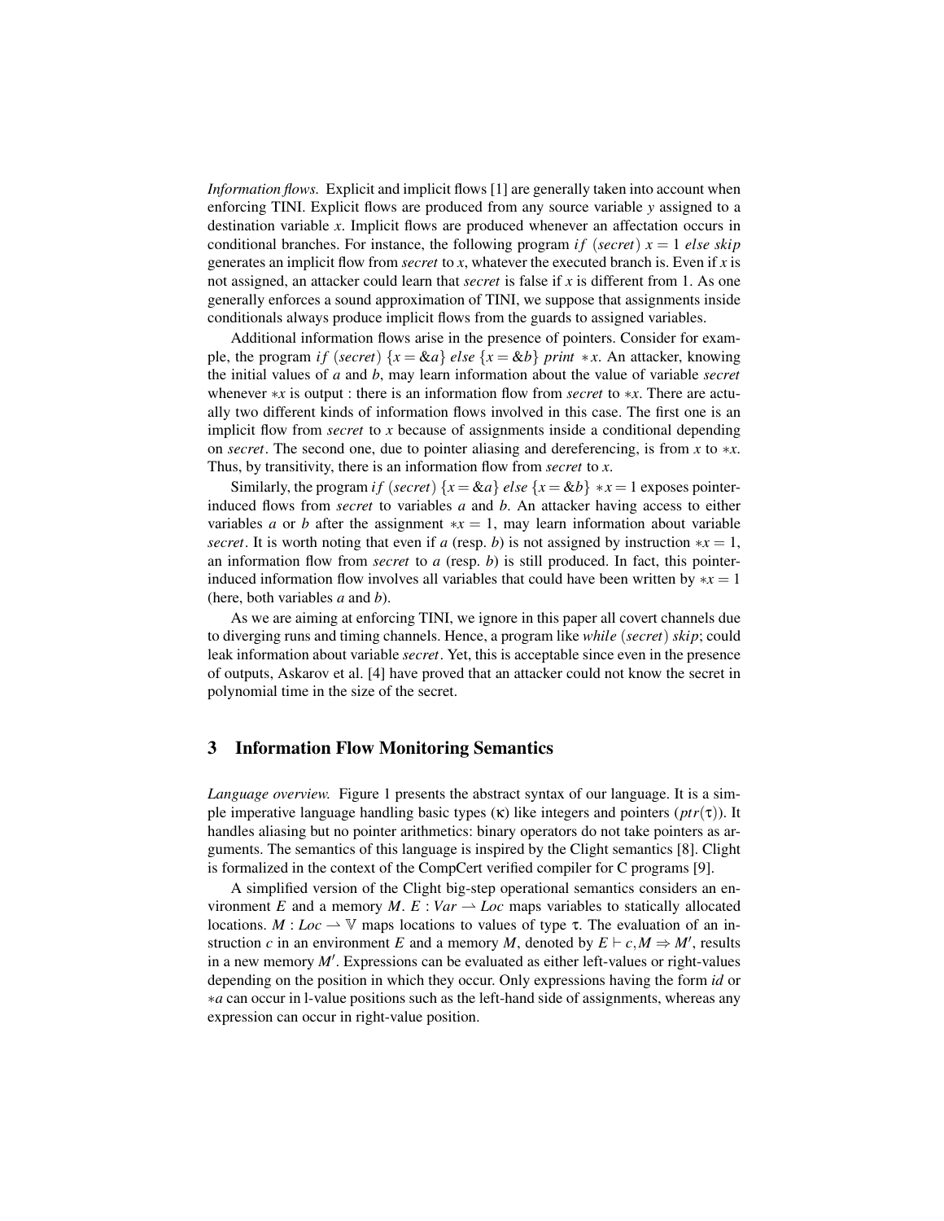*Information flows.* Explicit and implicit flows [1] are generally taken into account when enforcing TINI. Explicit flows are produced from any source variable $y$ assigned to a destination variable $x$. Implicit flows are produced whenever an affectation occurs in conditional branches. For instance, the following program $if\ (secret)\ x = 1\ else\ skip$ generates an implicit flow from *secret* to $x$, whatever the executed branch is. Even if $x$ is not assigned, an attacker could learn that *secret* is false if $x$ is different from 1. As one generally enforces a sound approximation of TINI, we suppose that assignments inside conditionals always produce implicit flows from the guards to assigned variables.

Additional information flows arise in the presence of pointers. Consider for example, the program $if\ (secret)\ \{x = \&a\}\ else\ \{x = \&b\}\ print\ *x$. An attacker, knowing the initial values of $a$ and $b$, may learn information about the value of variable *secret* whenever $*x$ is output : there is an information flow from *secret* to $*x$. There are actually two different kinds of information flows involved in this case. The first one is an implicit flow from *secret* to $x$ because of assignments inside a conditional depending on *secret*. The second one, due to pointer aliasing and dereferencing, is from $x$ to $*x$. Thus, by transitivity, there is an information flow from *secret* to $x$.

Similarly, the program $if\ (secret)\ \{x = \&a\}\ else\ \{x = \&b\}\ *x = 1$ exposes pointer-induced flows from *secret* to variables $a$ and $b$. An attacker having access to either variables $a$ or $b$ after the assignment $*x = 1$, may learn information about variable *secret*. It is worth noting that even if $a$ (resp. $b$) is not assigned by instruction $*x = 1$, an information flow from *secret* to $a$ (resp. $b$) is still produced. In fact, this pointer-induced information flow involves all variables that could have been written by $*x = 1$ (here, both variables $a$ and $b$).

As we are aiming at enforcing TINI, we ignore in this paper all covert channels due to diverging runs and timing channels. Hence, a program like $while\ (secret)\ skip;$ could leak information about variable *secret*. Yet, this is acceptable since even in the presence of outputs, Askarov et al. [4] have proved that an attacker could not know the secret in polynomial time in the size of the secret.

## 3 Information Flow Monitoring Semantics

*Language overview.* Figure 1 presents the abstract syntax of our language. It is a simple imperative language handling basic types ($\kappa$) like integers and pointers ($ptr(\tau)$). It handles aliasing but no pointer arithmetics: binary operators do not take pointers as arguments. The semantics of this language is inspired by the Clight semantics [8]. Clight is formalized in the context of the CompCert verified compiler for C programs [9].

A simplified version of the Clight big-step operational semantics considers an environment $E$ and a memory $M$. $E : Var \rightharpoonup Loc$ maps variables to statically allocated locations. $M : Loc \rightharpoonup \mathbb{V}$ maps locations to values of type $\tau$. The evaluation of an instruction $c$ in an environment $E$ and a memory $M$, denoted by $E \vdash c, M \Rightarrow M'$, results in a new memory $M'$. Expressions can be evaluated as either left-values or right-values depending on the position in which they occur. Only expressions having the form $id$ or $*a$ can occur in l-value positions such as the left-hand side of assignments, whereas any expression can occur in right-value position.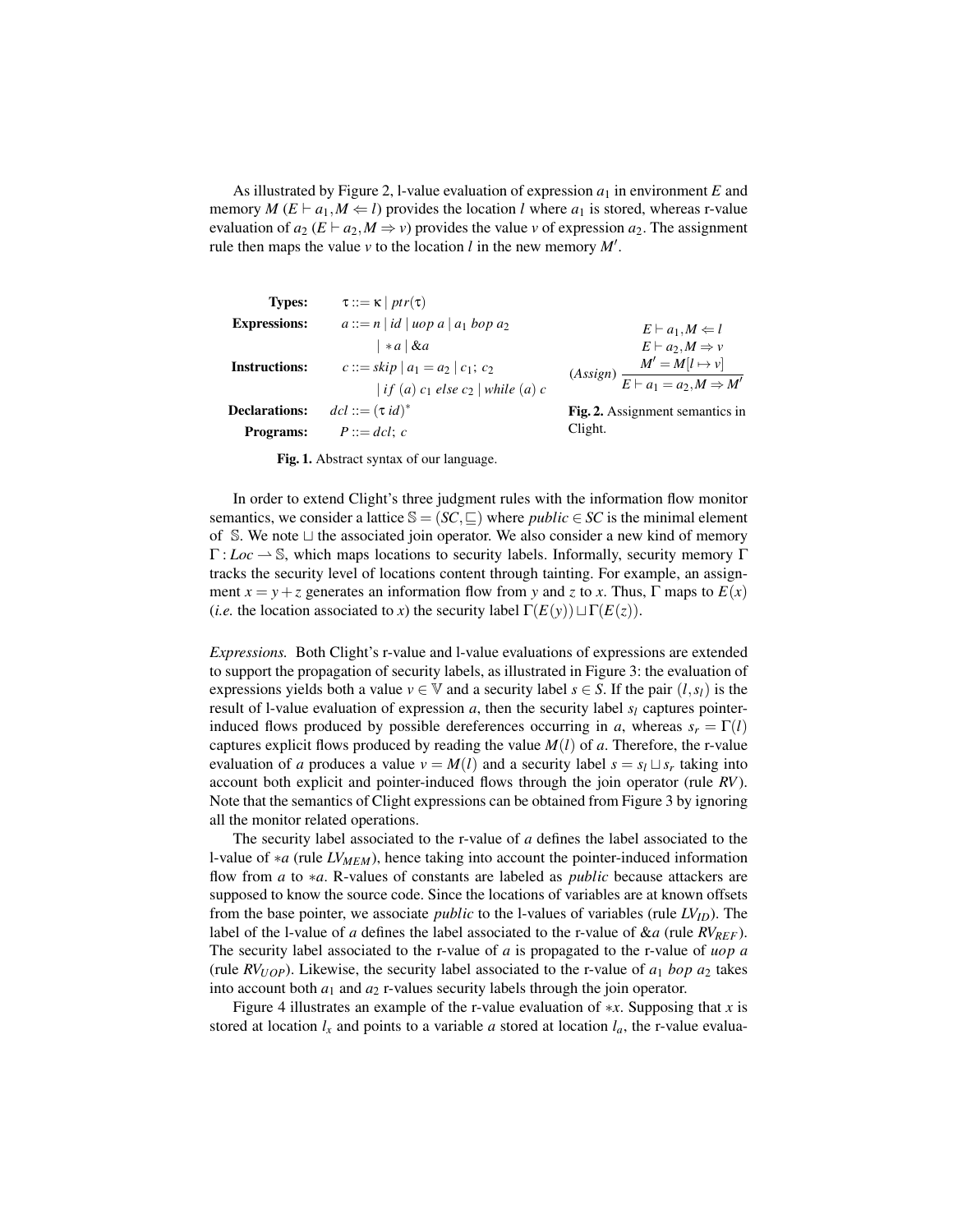As illustrated by Figure 2, l-value evaluation of expression $a_1$ in environment $E$ and memory $M$ ($E \vdash a_1, M \Leftarrow l$) provides the location $l$ where $a_1$ is stored, whereas r-value evaluation of $a_2$ ($E \vdash a_2, M \Rightarrow v$) provides the value $v$ of expression $a_2$. The assignment rule then maps the value $v$ to the location $l$ in the new memory $M'$.

| | |
|---|---|
| **Types:** | $\tau ::= \kappa \mid ptr(\tau)$ |
| **Expressions:** | $a ::= n \mid id \mid uop\ a \mid a_1\ bop\ a_2$ |
| | $\mid *a \mid \&a$ |
| **Instructions:** | $c ::= skip \mid a_1 = a_2 \mid c_1;\ c_2$ |
| | $\mid if\ (a)\ c_1\ else\ c_2 \mid while\ (a)\ c$ |
| **Declarations:** | $dcl ::= (\tau\ id)^*$ |
| **Programs:** | $P ::= dcl;\ c$ |

**Fig. 1.** Abstract syntax of our language.

$$(Assign)\ \frac{E \vdash a_1, M \Leftarrow l \quad E \vdash a_2, M \Rightarrow v \quad M' = M[l \mapsto v]}{E \vdash a_1 = a_2, M \Rightarrow M'}$$

**Fig. 2.** Assignment semantics in Clight.

In order to extend Clight's three judgment rules with the information flow monitor semantics, we consider a lattice $\mathbb{S} = (SC, \sqsubseteq)$ where $public \in SC$ is the minimal element of $\mathbb{S}$. We note $\sqcup$ the associated join operator. We also consider a new kind of memory $\Gamma : Loc \rightharpoonup \mathbb{S}$, which maps locations to security labels. Informally, security memory $\Gamma$ tracks the security level of locations content through tainting. For example, an assignment $x = y + z$ generates an information flow from $y$ and $z$ to $x$. Thus, $\Gamma$ maps to $E(x)$ (*i.e.* the location associated to $x$) the security label $\Gamma(E(y)) \sqcup \Gamma(E(z))$.

*Expressions.* Both Clight's r-value and l-value evaluations of expressions are extended to support the propagation of security labels, as illustrated in Figure 3: the evaluation of expressions yields both a value $v \in \mathbb{V}$ and a security label $s \in S$. If the pair $(l, s_l)$ is the result of l-value evaluation of expression $a$, then the security label $s_l$ captures pointer-induced flows produced by possible dereferences occurring in $a$, whereas $s_r = \Gamma(l)$ captures explicit flows produced by reading the value $M(l)$ of $a$. Therefore, the r-value evaluation of $a$ produces a value $v = M(l)$ and a security label $s = s_l \sqcup s_r$ taking into account both explicit and pointer-induced flows through the join operator (rule *RV*). Note that the semantics of Clight expressions can be obtained from Figure 3 by ignoring all the monitor related operations.

The security label associated to the r-value of $a$ defines the label associated to the l-value of $*a$ (rule $LV_{MEM}$), hence taking into account the pointer-induced information flow from $a$ to $*a$. R-values of constants are labeled as *public* because attackers are supposed to know the source code. Since the locations of variables are at known offsets from the base pointer, we associate *public* to the l-values of variables (rule $LV_{ID}$). The label of the l-value of $a$ defines the label associated to the r-value of $\&a$ (rule $RV_{REF}$). The security label associated to the r-value of $a$ is propagated to the r-value of $uop\ a$ (rule $RV_{UOP}$). Likewise, the security label associated to the r-value of $a_1\ bop\ a_2$ takes into account both $a_1$ and $a_2$ r-values security labels through the join operator.

Figure 4 illustrates an example of the r-value evaluation of $*x$. Supposing that $x$ is stored at location $l_x$ and points to a variable $a$ stored at location $l_a$, the r-value evalua-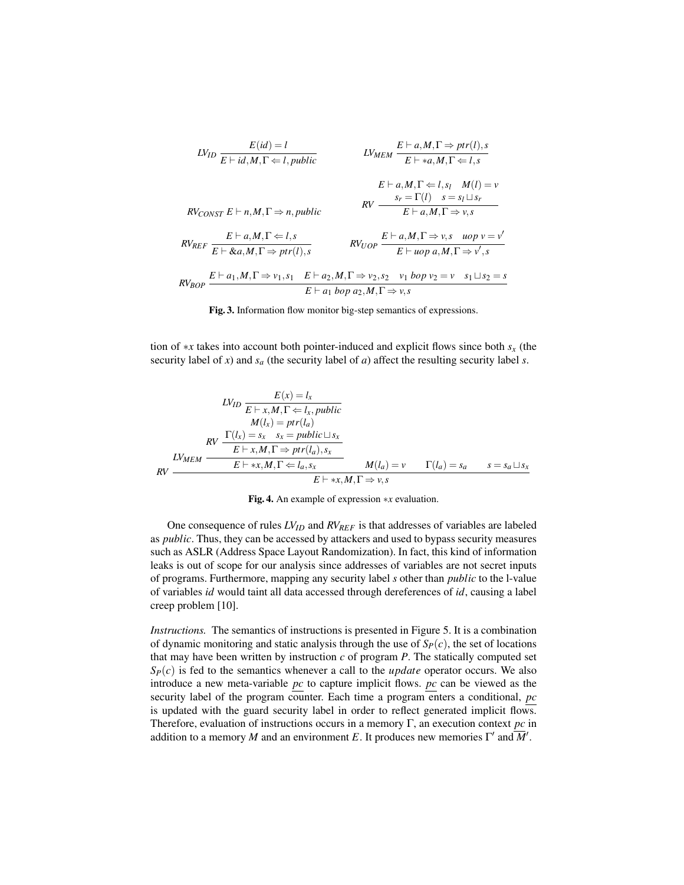$$LV_{ID}\ \frac{E(id) = l}{E \vdash id, M, \Gamma \Leftarrow l, public} \qquad LV_{MEM}\ \frac{E \vdash a, M, \Gamma \Rightarrow ptr(l), s}{E \vdash *a, M, \Gamma \Leftarrow l, s}$$

$$RV_{CONST}\ E \vdash n, M, \Gamma \Rightarrow n, public \qquad RV\ \frac{E \vdash a, M, \Gamma \Leftarrow l, s_l \quad M(l) = v \quad s_r = \Gamma(l) \quad s = s_l \sqcup s_r}{E \vdash a, M, \Gamma \Rightarrow v, s}$$

$$RV_{REF}\ \frac{E \vdash a, M, \Gamma \Leftarrow l, s}{E \vdash \&a, M, \Gamma \Rightarrow ptr(l), s} \qquad RV_{UOP}\ \frac{E \vdash a, M, \Gamma \Rightarrow v, s \quad uop\ v = v'}{E \vdash uop\ a, M, \Gamma \Rightarrow v', s}$$

$$RV_{BOP}\ \frac{E \vdash a_1, M, \Gamma \Rightarrow v_1, s_1 \quad E \vdash a_2, M, \Gamma \Rightarrow v_2, s_2 \quad v_1\ bop\ v_2 = v \quad s_1 \sqcup s_2 = s}{E \vdash a_1\ bop\ a_2, M, \Gamma \Rightarrow v, s}$$

**Fig. 3.** Information flow monitor big-step semantics of expressions.

tion of $*x$ takes into account both pointer-induced and explicit flows since both $s_x$ (the security label of $x$) and $s_a$ (the security label of $a$) affect the resulting security label $s$.

$$RV\ \frac{LV_{MEM}\ \dfrac{RV\ \dfrac{LV_{ID}\ \dfrac{E(x) = l_x}{E \vdash x, M, \Gamma \Leftarrow l_x, public} \quad M(l_x) = ptr(l_a) \quad \Gamma(l_x) = s_x \quad s_x = public \sqcup s_x}{E \vdash x, M, \Gamma \Rightarrow ptr(l_a), s_x}}{E \vdash *x, M, \Gamma \Leftarrow l_a, s_x} \quad M(l_a) = v \quad \Gamma(l_a) = s_a \quad s = s_a \sqcup s_x}{E \vdash *x, M, \Gamma \Rightarrow v, s}$$

**Fig. 4.** An example of expression $*x$ evaluation.

One consequence of rules $LV_{ID}$ and $RV_{REF}$ is that addresses of variables are labeled as *public*. Thus, they can be accessed by attackers and used to bypass security measures such as ASLR (Address Space Layout Randomization). In fact, this kind of information leaks is out of scope for our analysis since addresses of variables are not secret inputs of programs. Furthermore, mapping any security label $s$ other than *public* to the l-value of variables $id$ would taint all data accessed through dereferences of $id$, causing a label creep problem [10].

*Instructions.* The semantics of instructions is presented in Figure 5. It is a combination of dynamic monitoring and static analysis through the use of $S_P(c)$, the set of locations that may have been written by instruction $c$ of program $P$. The statically computed set $S_P(c)$ is fed to the semantics whenever a call to the *update* operator occurs. We also introduce a new meta-variable $\underline{pc}$ to capture implicit flows. $\underline{pc}$ can be viewed as the security label of the program counter. Each time a program enters a conditional, $\underline{pc}$ is updated with the guard security label in order to reflect generated implicit flows. Therefore, evaluation of instructions occurs in a memory $\Gamma$, an execution context $\underline{pc}$ in addition to a memory $M$ and an environment $E$. It produces new memories $\Gamma'$ and $\overline{M}'$.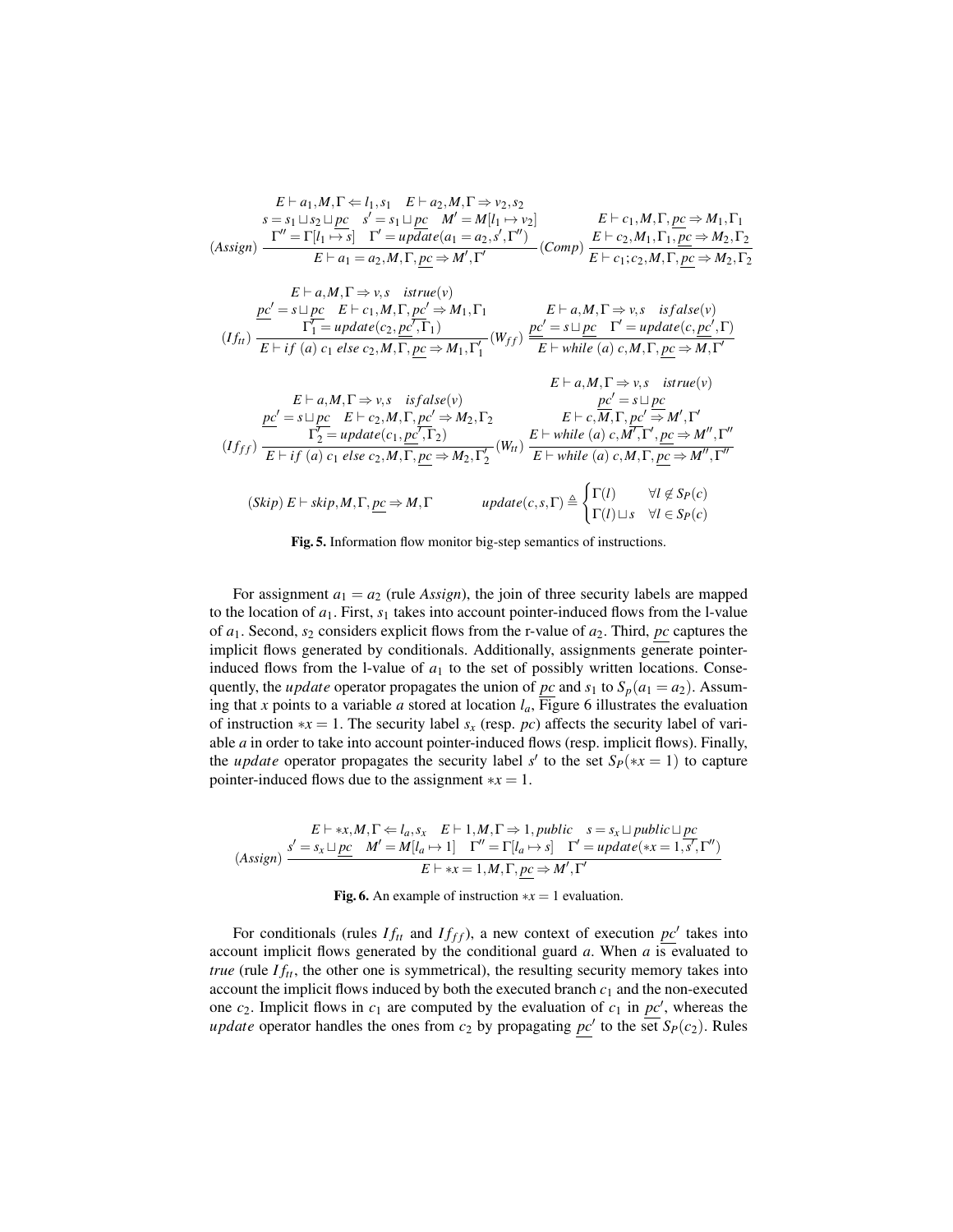$$(Assign)\ \frac{\begin{array}{c} E \vdash a_1, M, \Gamma \Leftarrow l_1, s_1 \quad E \vdash a_2, M, \Gamma \Rightarrow v_2, s_2 \\ s = s_1 \sqcup s_2 \sqcup \underline{pc} \quad s' = s_1 \sqcup \underline{pc} \quad M' = M[l_1 \mapsto v_2] \\ \Gamma'' = \Gamma[l_1 \mapsto s] \quad \Gamma' = update(a_1 = a_2, s', \Gamma'') \end{array}}{E \vdash a_1 = a_2, M, \Gamma, \underline{pc} \Rightarrow M', \Gamma'} \qquad (Comp)\ \frac{\begin{array}{c} E \vdash c_1, M, \Gamma, \underline{pc} \Rightarrow M_1, \Gamma_1 \\ E \vdash c_2, M_1, \Gamma_1, \underline{pc} \Rightarrow M_2, \Gamma_2 \end{array}}{E \vdash c_1; c_2, M, \Gamma, \underline{pc} \Rightarrow M_2, \Gamma_2}$$

$$(If_{tt})\ \frac{\begin{array}{c} E \vdash a, M, \Gamma \Rightarrow v, s \quad istrue(v) \\ \underline{pc'} = s \sqcup \underline{pc} \quad E \vdash c_1, M, \Gamma, \underline{pc'} \Rightarrow M_1, \Gamma_1 \\ \Gamma_1' = update(c_2, \underline{pc'}, \Gamma_1) \end{array}}{E \vdash if\ (a)\ c_1\ else\ c_2, M, \Gamma, \underline{pc} \Rightarrow M_1, \Gamma_1'} \qquad (W_{ff})\ \frac{\begin{array}{c} E \vdash a, M, \Gamma \Rightarrow v, s \quad isfalse(v) \\ \underline{pc'} = s \sqcup \underline{pc} \quad \Gamma' = update(c, \underline{pc'}, \Gamma) \end{array}}{E \vdash while\ (a)\ c, M, \Gamma, \underline{pc} \Rightarrow M, \Gamma'}$$

$$(If_{ff})\ \frac{\begin{array}{c} E \vdash a, M, \Gamma \Rightarrow v, s \quad isfalse(v) \\ \underline{pc'} = s \sqcup \underline{pc} \quad E \vdash c_2, M, \Gamma, \underline{pc'} \Rightarrow M_2, \Gamma_2 \\ \Gamma_2' = update(c_1, \underline{pc'}, \Gamma_2) \end{array}}{E \vdash if\ (a)\ c_1\ else\ c_2, M, \Gamma, \underline{pc} \Rightarrow M_2, \Gamma_2'} \qquad (W_{tt})\ \frac{\begin{array}{c} E \vdash a, M, \Gamma \Rightarrow v, s \quad istrue(v) \\ \underline{pc'} = s \sqcup \underline{pc} \\ E \vdash c, M, \Gamma, \underline{pc'} \Rightarrow M', \Gamma' \\ E \vdash while\ (a)\ c, M', \Gamma', \underline{pc} \Rightarrow M'', \Gamma'' \end{array}}{E \vdash while\ (a)\ c, M, \Gamma, \underline{pc} \Rightarrow M'', \Gamma''}$$

$$(Skip)\ E \vdash skip, M, \Gamma, \underline{pc} \Rightarrow M, \Gamma \qquad update(c, s, \Gamma) \triangleq \begin{cases} \Gamma(l) & \forall l \notin S_P(c) \\ \Gamma(l) \sqcup s & \forall l \in S_P(c) \end{cases}$$

**Fig. 5.** Information flow monitor big-step semantics of instructions.

For assignment $a_1 = a_2$ (rule *Assign*), the join of three security labels are mapped to the location of $a_1$. First, $s_1$ takes into account pointer-induced flows from the l-value of $a_1$. Second, $s_2$ considers explicit flows from the r-value of $a_2$. Third, $\underline{pc}$ captures the implicit flows generated by conditionals. Additionally, assignments generate pointer-induced flows from the l-value of $a_1$ to the set of possibly written locations. Consequently, the *update* operator propagates the union of $\underline{pc}$ and $s_1$ to $S_p(a_1 = a_2)$. Assuming that $x$ points to a variable $a$ stored at location $l_a$, Figure 6 illustrates the evaluation of instruction $*x = 1$. The security label $s_x$ (resp. $pc$) affects the security label of variable $a$ in order to take into account pointer-induced flows (resp. implicit flows). Finally, the *update* operator propagates the security label $s'$ to the set $S_P(*x = 1)$ to capture pointer-induced flows due to the assignment $*x = 1$.

$$(Assign)\ \frac{\begin{array}{c} E \vdash *x, M, \Gamma \Leftarrow l_a, s_x \quad E \vdash 1, M, \Gamma \Rightarrow 1, public \quad s = s_x \sqcup public \sqcup \underline{pc} \\ s' = s_x \sqcup \underline{pc} \quad M' = M[l_a \mapsto 1] \quad \Gamma'' = \Gamma[l_a \mapsto s] \quad \Gamma' = update(*x = 1, s', \Gamma'') \end{array}}{E \vdash *x = 1, M, \Gamma, \underline{pc} \Rightarrow M', \Gamma'}$$

**Fig. 6.** An example of instruction $*x = 1$ evaluation.

For conditionals (rules $If_{tt}$ and $If_{ff}$), a new context of execution $\underline{pc'}$ takes into account implicit flows generated by the conditional guard $a$. When $a$ is evaluated to *true* (rule $If_{tt}$, the other one is symmetrical), the resulting security memory takes into account the implicit flows induced by both the executed branch $c_1$ and the non-executed one $c_2$. Implicit flows in $c_1$ are computed by the evaluation of $c_1$ in $\underline{pc'}$, whereas the *update* operator handles the ones from $c_2$ by propagating $\underline{pc'}$ to the set $S_P(c_2)$. Rules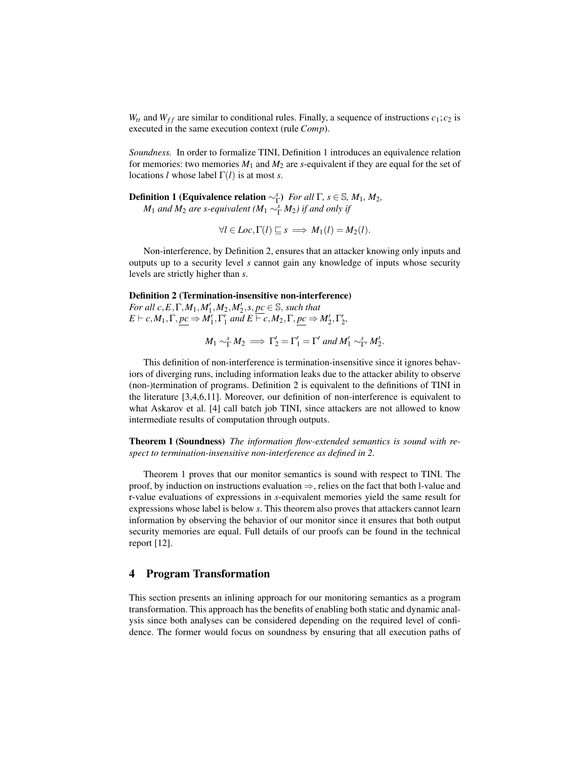$W_{tt}$ and $W_{ff}$ are similar to conditional rules. Finally, a sequence of instructions $c_1; c_2$ is executed in the same execution context (rule *Comp*).

*Soundness.* In order to formalize TINI, Definition 1 introduces an equivalence relation for memories: two memories $M_1$ and $M_2$ are *s*-equivalent if they are equal for the set of locations $l$ whose label $\Gamma(l)$ is at most $s$.

**Definition 1 (Equivalence relation $\sim^s_\Gamma$)** *For all $\Gamma$, $s \in \mathbb{S}$, $M_1$, $M_2$, $M_1$ and $M_2$ are s-equivalent ($M_1 \sim^s_\Gamma M_2$) if and only if*

$$\forall l \in Loc, \Gamma(l) \sqsubseteq s \implies M_1(l) = M_2(l).$$

Non-interference, by Definition 2, ensures that an attacker knowing only inputs and outputs up to a security level $s$ cannot gain any knowledge of inputs whose security levels are strictly higher than $s$.

**Definition 2 (Termination-insensitive non-interference)**
*For all $c, E, \Gamma, M_1, M_1', M_2, M_2', s, \underline{pc} \in \mathbb{S}$, such that $E \vdash c, M_1, \Gamma, \underline{pc} \Rightarrow M_1', \Gamma_1'$ and $E \vdash c, M_2, \Gamma, \underline{pc} \Rightarrow M_2', \Gamma_2'$,*

$$M_1 \sim^s_\Gamma M_2 \implies \Gamma_2' = \Gamma_1' = \Gamma' \text{ and } M_1' \sim^s_{\Gamma'} M_2'.$$

This definition of non-interference is termination-insensitive since it ignores behaviors of diverging runs, including information leaks due to the attacker ability to observe (non-)termination of programs. Definition 2 is equivalent to the definitions of TINI in the literature [3,4,6,11]. Moreover, our definition of non-interference is equivalent to what Askarov et al. [4] call batch job TINI, since attackers are not allowed to know intermediate results of computation through outputs.

**Theorem 1 (Soundness)** *The information flow-extended semantics is sound with respect to termination-insensitive non-interference as defined in 2.*

Theorem 1 proves that our monitor semantics is sound with respect to TINI. The proof, by induction on instructions evaluation $\Rightarrow$, relies on the fact that both l-value and r-value evaluations of expressions in *s*-equivalent memories yield the same result for expressions whose label is below *s*. This theorem also proves that attackers cannot learn information by observing the behavior of our monitor since it ensures that both output security memories are equal. Full details of our proofs can be found in the technical report [12].

## 4 Program Transformation

This section presents an inlining approach for our monitoring semantics as a program transformation. This approach has the benefits of enabling both static and dynamic analysis since both analyses can be considered depending on the required level of confidence. The former would focus on soundness by ensuring that all execution paths of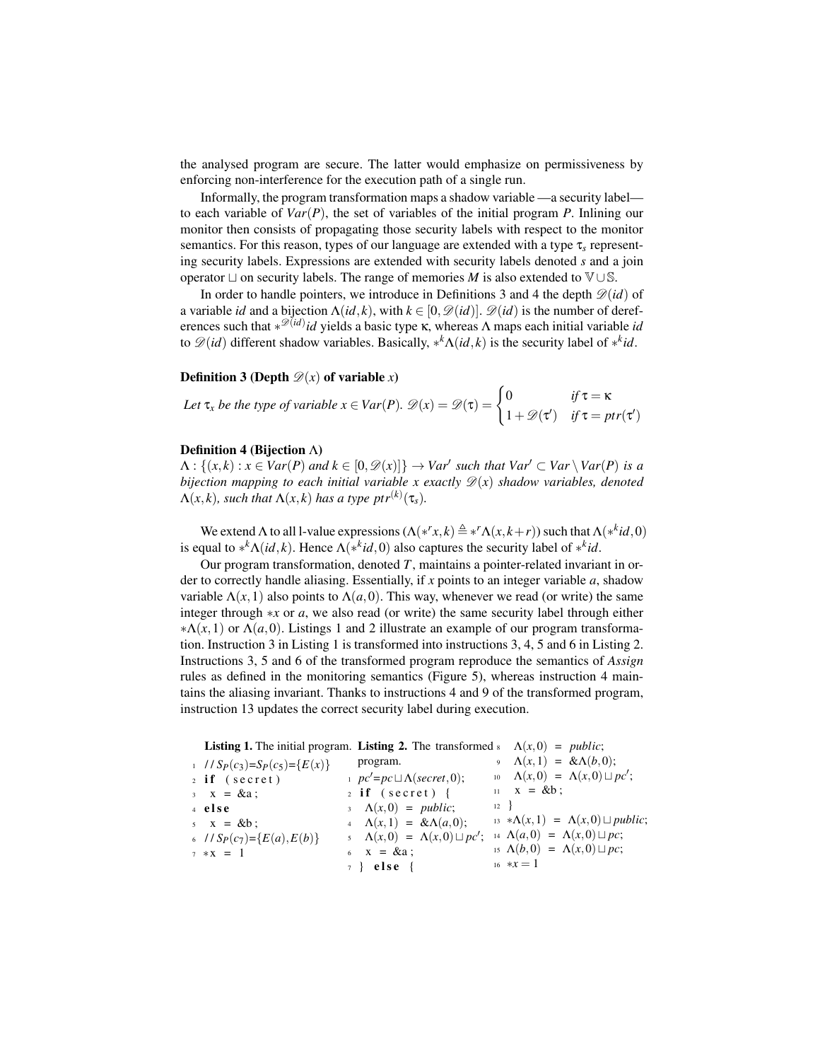the analysed program are secure. The latter would emphasize on permissiveness by enforcing non-interference for the execution path of a single run.

Informally, the program transformation maps a shadow variable —a security label— to each variable of $Var(P)$, the set of variables of the initial program $P$. Inlining our monitor then consists of propagating those security labels with respect to the monitor semantics. For this reason, types of our language are extended with a type $\tau_s$ representing security labels. Expressions are extended with security labels denoted $s$ and a join operator $\sqcup$ on security labels. The range of memories $M$ is also extended to $\mathbb{V} \cup \mathbb{S}$.

In order to handle pointers, we introduce in Definitions 3 and 4 the depth $\mathscr{D}(id)$ of a variable $id$ and a bijection $\Lambda(id,k)$, with $k \in [0, \mathscr{D}(id)]$. $\mathscr{D}(id)$ is the number of dereferences such that $*^{\mathscr{D}(id)}id$ yields a basic type $\kappa$, whereas $\Lambda$ maps each initial variable $id$ to $\mathscr{D}(id)$ different shadow variables. Basically, $*^k\Lambda(id,k)$ is the security label of $*^k id$.

**Definition 3 (Depth $\mathscr{D}(x)$ of variable $x$)**

*Let $\tau_x$ be the type of variable $x \in Var(P)$.* $\mathscr{D}(x) = \mathscr{D}(\tau) = \begin{cases} 0 & \text{if } \tau = \kappa \\ 1 + \mathscr{D}(\tau') & \text{if } \tau = ptr(\tau') \end{cases}$

**Definition 4 (Bijection $\Lambda$)**

*$\Lambda : \{(x,k) : x \in Var(P) \text{ and } k \in [0, \mathscr{D}(x)]\} \rightarrow Var'$ such that $Var' \subset Var \setminus Var(P)$ is a bijection mapping to each initial variable $x$ exactly $\mathscr{D}(x)$ shadow variables, denoted $\Lambda(x,k)$, such that $\Lambda(x,k)$ has a type $ptr^{(k)}(\tau_s)$.*

We extend $\Lambda$ to all l-value expressions ($\Lambda(*^r x, k) \triangleq *^r\Lambda(x, k+r)$) such that $\Lambda(*^k id, 0)$ is equal to $*^k\Lambda(id,k)$. Hence $\Lambda(*^k id, 0)$ also captures the security label of $*^k id$.

Our program transformation, denoted $T$, maintains a pointer-related invariant in order to correctly handle aliasing. Essentially, if $x$ points to an integer variable $a$, shadow variable $\Lambda(x,1)$ also points to $\Lambda(a,0)$. This way, whenever we read (or write) the same integer through $*x$ or $a$, we also read (or write) the same security label through either $*\Lambda(x,1)$ or $\Lambda(a,0)$. Listings 1 and 2 illustrate an example of our program transformation. Instruction 3 in Listing 1 is transformed into instructions 3, 4, 5 and 6 in Listing 2. Instructions 3, 5 and 6 of the transformed program reproduce the semantics of *Assign* rules as defined in the monitoring semantics (Figure 5), whereas instruction 4 maintains the aliasing invariant. Thanks to instructions 4 and 9 of the transformed program, instruction 13 updates the correct security label during execution.

**Listing 1.** The initial program.

```
1 // S_P(c3)=S_P(c5)={E(x)}
2 if (secret)
3   x = &a;
4 else
5   x = &b;
6 // S_P(c7)={E(a),E(b)}
7 *x = 1
```

**Listing 2.** The transformed program.

```
1  pc'=pc ⊔ Λ(secret,0);
2  if (secret) {
3    Λ(x,0) = public;
4    Λ(x,1) = &Λ(a,0);
5    Λ(x,0) = Λ(x,0) ⊔ pc';
6    x = &a;
7  } else {
8    Λ(x,0) = public;
9    Λ(x,1) = &Λ(b,0);
10   Λ(x,0) = Λ(x,0) ⊔ pc';
11   x = &b;
12 }
13 *Λ(x,1) = Λ(x,0) ⊔ public;
14 Λ(a,0) = Λ(x,0) ⊔ pc;
15 Λ(b,0) = Λ(x,0) ⊔ pc;
16 *x = 1
```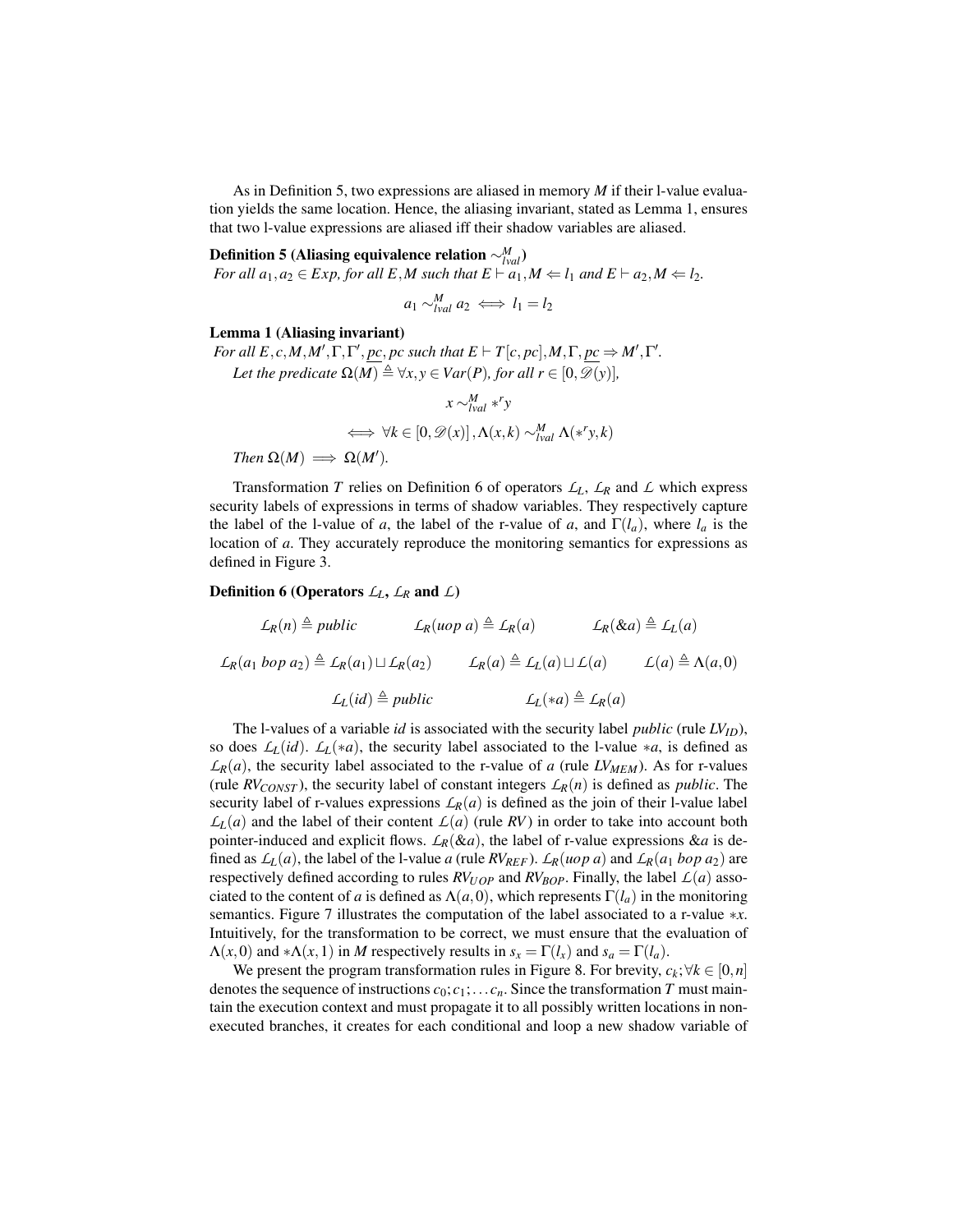As in Definition 5, two expressions are aliased in memory $M$ if their l-value evaluation yields the same location. Hence, the aliasing invariant, stated as Lemma 1, ensures that two l-value expressions are aliased iff their shadow variables are aliased.

**Definition 5 (Aliasing equivalence relation $\sim^M_{lval}$)**
*For all $a_1, a_2 \in Exp$, for all $E, M$ such that $E \vdash a_1, M \Leftarrow l_1$ and $E \vdash a_2, M \Leftarrow l_2$.*

$$a_1 \sim^M_{lval} a_2 \iff l_1 = l_2$$

**Lemma 1 (Aliasing invariant)**
*For all $E, c, M, M', \Gamma, \Gamma', \underline{pc}, pc$ such that $E \vdash T[c, pc], M, \Gamma, \underline{pc} \Rightarrow M', \Gamma'$.*
*Let the predicate $\Omega(M) \triangleq \forall x, y \in Var(P)$, for all $r \in [0, \mathscr{D}(y)]$,*

$$x \sim^M_{lval} *^r y$$

$$\iff \forall k \in [0, \mathscr{D}(x)], \Lambda(x,k) \sim^M_{lval} \Lambda(*^r y, k)$$

*Then $\Omega(M) \implies \Omega(M')$.*

Transformation $T$ relies on Definition 6 of operators $\mathcal{L}_L$, $\mathcal{L}_R$ and $\mathcal{L}$ which express security labels of expressions in terms of shadow variables. They respectively capture the label of the l-value of $a$, the label of the r-value of $a$, and $\Gamma(l_a)$, where $l_a$ is the location of $a$. They accurately reproduce the monitoring semantics for expressions as defined in Figure 3.

**Definition 6 (Operators $\mathcal{L}_L$, $\mathcal{L}_R$ and $\mathcal{L}$)**

$$\mathcal{L}_R(n) \triangleq public \qquad \mathcal{L}_R(uop\ a) \triangleq \mathcal{L}_R(a) \qquad \mathcal{L}_R(\&a) \triangleq \mathcal{L}_L(a)$$

$$\mathcal{L}_R(a_1\ bop\ a_2) \triangleq \mathcal{L}_R(a_1) \sqcup \mathcal{L}_R(a_2) \qquad \mathcal{L}_R(a) \triangleq \mathcal{L}_L(a) \sqcup \mathcal{L}(a) \qquad \mathcal{L}(a) \triangleq \Lambda(a,0)$$

$$\mathcal{L}_L(id) \triangleq public \qquad \mathcal{L}_L(*a) \triangleq \mathcal{L}_R(a)$$

The l-values of a variable *id* is associated with the security label *public* (rule $LV_{ID}$), so does $\mathcal{L}_L(id)$. $\mathcal{L}_L(*a)$, the security label associated to the l-value $*a$, is defined as $\mathcal{L}_R(a)$, the security label associated to the r-value of $a$ (rule $LV_{MEM}$). As for r-values (rule $RV_{CONST}$), the security label of constant integers $\mathcal{L}_R(n)$ is defined as *public*. The security label of r-values expressions $\mathcal{L}_R(a)$ is defined as the join of their l-value label $\mathcal{L}_L(a)$ and the label of their content $\mathcal{L}(a)$ (rule $RV$) in order to take into account both pointer-induced and explicit flows. $\mathcal{L}_R(\&a)$, the label of r-value expressions $\&a$ is defined as $\mathcal{L}_L(a)$, the label of the l-value $a$ (rule $RV_{REF}$). $\mathcal{L}_R(uop\ a)$ and $\mathcal{L}_R(a_1\ bop\ a_2)$ are respectively defined according to rules $RV_{UOP}$ and $RV_{BOP}$. Finally, the label $\mathcal{L}(a)$ associated to the content of $a$ is defined as $\Lambda(a,0)$, which represents $\Gamma(l_a)$ in the monitoring semantics. Figure 7 illustrates the computation of the label associated to a r-value $*x$. Intuitively, for the transformation to be correct, we must ensure that the evaluation of $\Lambda(x,0)$ and $*\Lambda(x,1)$ in $M$ respectively results in $s_x = \Gamma(l_x)$ and $s_a = \Gamma(l_a)$.

We present the program transformation rules in Figure 8. For brevity, $c_k; \forall k \in [0,n]$ denotes the sequence of instructions $c_0; c_1; \ldots c_n$. Since the transformation $T$ must maintain the execution context and must propagate it to all possibly written locations in non-executed branches, it creates for each conditional and loop a new shadow variable of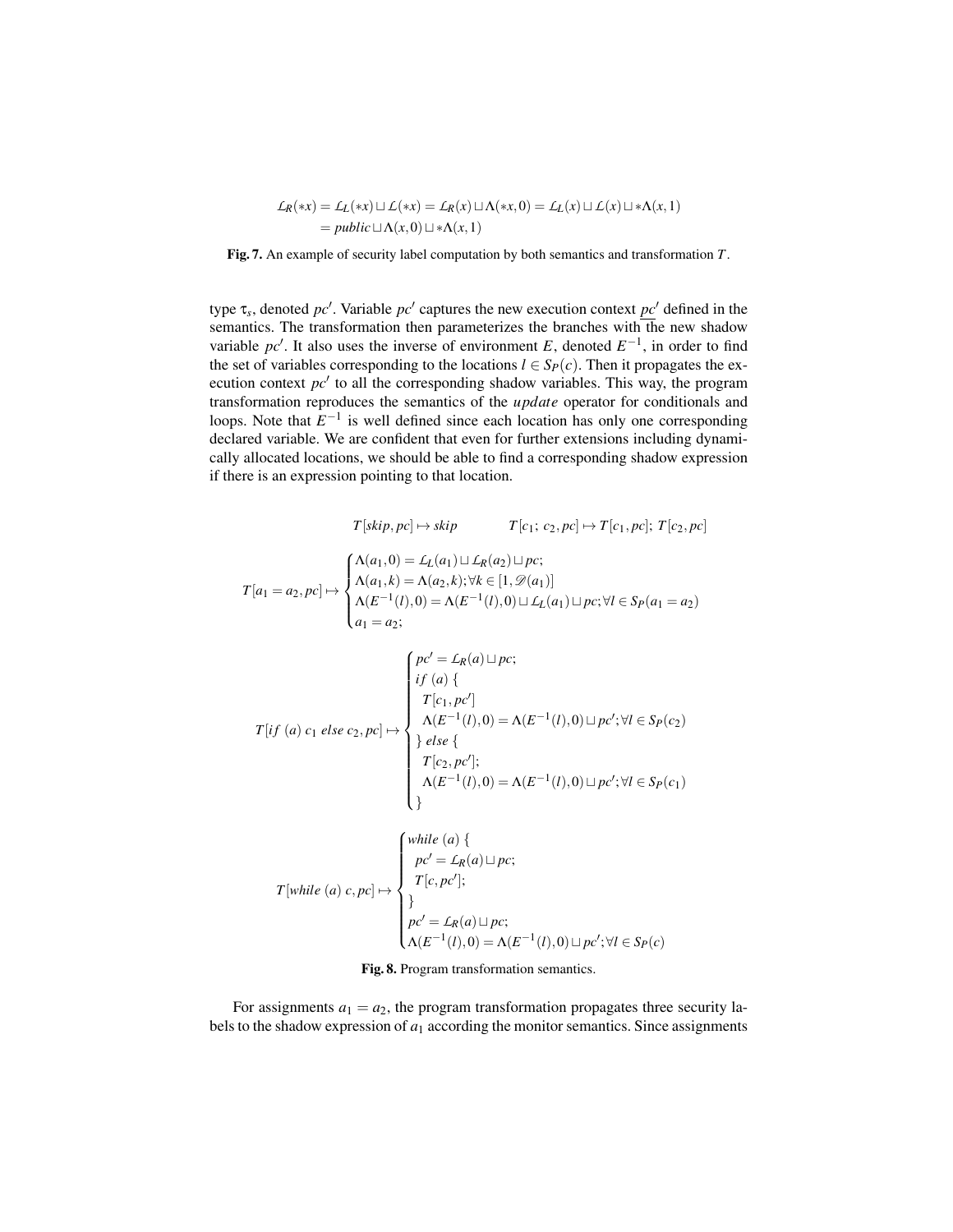$$
\begin{aligned}
\mathcal{L}_R(*x) &= \mathcal{L}_L(*x) \sqcup \mathcal{L}(*x) = \mathcal{L}_R(x) \sqcup \Lambda(*x,0) = \mathcal{L}_L(x) \sqcup \mathcal{L}(x) \sqcup *\Lambda(x,1) \\
&= public \sqcup \Lambda(x,0) \sqcup *\Lambda(x,1)
\end{aligned}
$$

**Fig. 7.** An example of security label computation by both semantics and transformation $T$.

type $\tau_s$, denoted $pc'$. Variable $pc'$ captures the new execution context $\underline{pc'}$ defined in the semantics. The transformation then parameterizes the branches with the new shadow variable $pc'$. It also uses the inverse of environment $E$, denoted $E^{-1}$, in order to find the set of variables corresponding to the locations $l \in S_P(c)$. Then it propagates the execution context $pc'$ to all the corresponding shadow variables. This way, the program transformation reproduces the semantics of the *update* operator for conditionals and loops. Note that $E^{-1}$ is well defined since each location has only one corresponding declared variable. We are confident that even for further extensions including dynamically allocated locations, we should be able to find a corresponding shadow expression if there is an expression pointing to that location.

$$
T[skip, pc] \mapsto skip \qquad\qquad T[c_1;\, c_2, pc] \mapsto T[c_1, pc];\, T[c_2, pc]
$$

$$
T[a_1 = a_2, pc] \mapsto \begin{cases}
\Lambda(a_1, 0) = \mathcal{L}_L(a_1) \sqcup \mathcal{L}_R(a_2) \sqcup pc; \\
\Lambda(a_1, k) = \Lambda(a_2, k); \forall k \in [1, \mathscr{D}(a_1)] \\
\Lambda(E^{-1}(l), 0) = \Lambda(E^{-1}(l), 0) \sqcup \mathcal{L}_L(a_1) \sqcup pc; \forall l \in S_P(a_1 = a_2) \\
a_1 = a_2;
\end{cases}
$$

$$
T[if\ (a)\ c_1\ else\ c_2, pc] \mapsto \begin{cases}
pc' = \mathcal{L}_R(a) \sqcup pc; \\
if\ (a)\ \{ \\
\quad T[c_1, pc'] \\
\quad \Lambda(E^{-1}(l), 0) = \Lambda(E^{-1}(l), 0) \sqcup pc'; \forall l \in S_P(c_2) \\
\}\ else\ \{ \\
\quad T[c_2, pc']; \\
\quad \Lambda(E^{-1}(l), 0) = \Lambda(E^{-1}(l), 0) \sqcup pc'; \forall l \in S_P(c_1) \\
\}
\end{cases}
$$

$$
T[while\ (a)\ c, pc] \mapsto \begin{cases}
while\ (a)\ \{ \\
\quad pc' = \mathcal{L}_R(a) \sqcup pc; \\
\quad T[c, pc']; \\
\} \\
pc' = \mathcal{L}_R(a) \sqcup pc; \\
\Lambda(E^{-1}(l), 0) = \Lambda(E^{-1}(l), 0) \sqcup pc'; \forall l \in S_P(c)
\end{cases}
$$

**Fig. 8.** Program transformation semantics.

For assignments $a_1 = a_2$, the program transformation propagates three security labels to the shadow expression of $a_1$ according the monitor semantics. Since assignments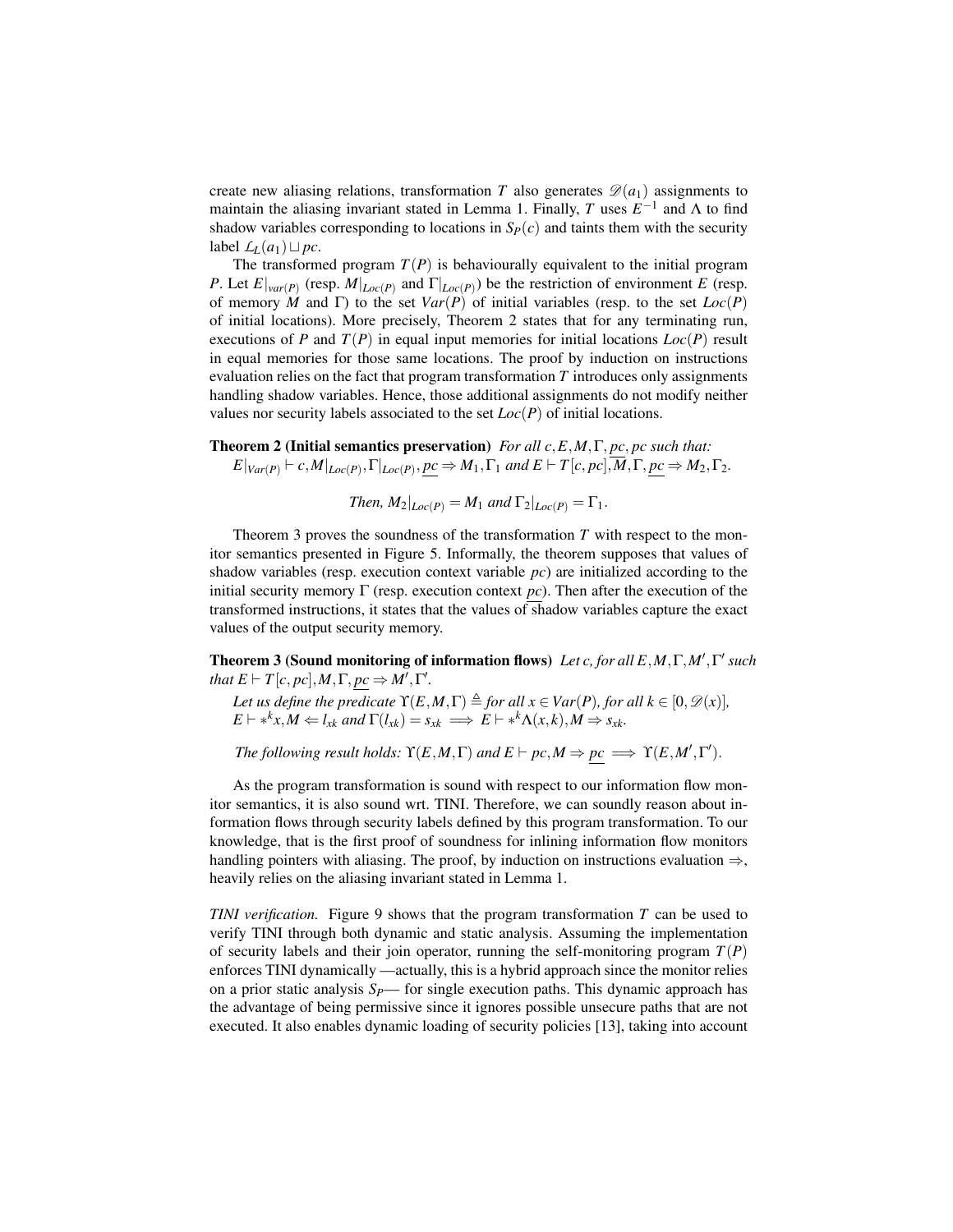create new aliasing relations, transformation $T$ also generates $\mathscr{D}(a_1)$ assignments to maintain the aliasing invariant stated in Lemma 1. Finally, $T$ uses $E^{-1}$ and $\Lambda$ to find shadow variables corresponding to locations in $S_P(c)$ and taints them with the security label $\mathcal{L}_L(a_1) \sqcup pc$.

The transformed program $T(P)$ is behaviourally equivalent to the initial program $P$. Let $E|_{var(P)}$ (resp. $M|_{Loc(P)}$ and $\Gamma|_{Loc(P)}$) be the restriction of environment $E$ (resp. of memory $M$ and $\Gamma$) to the set $Var(P)$ of initial variables (resp. to the set $Loc(P)$ of initial locations). More precisely, Theorem 2 states that for any terminating run, executions of $P$ and $T(P)$ in equal input memories for initial locations $Loc(P)$ result in equal memories for those same locations. The proof by induction on instructions evaluation relies on the fact that program transformation $T$ introduces only assignments handling shadow variables. Hence, those additional assignments do not modify neither values nor security labels associated to the set $Loc(P)$ of initial locations.

**Theorem 2 (Initial semantics preservation)** *For all $c, E, M, \Gamma, \underline{pc}, pc$ such that:* $E|_{Var(P)} \vdash c, M|_{Loc(P)}, \Gamma|_{Loc(P)}, \underline{pc} \Rightarrow M_1, \Gamma_1$ *and* $E \vdash T[c, pc], M, \Gamma, \underline{pc} \Rightarrow M_2, \Gamma_2$.

$$\textit{Then, } M_2|_{Loc(P)} = M_1 \textit{ and } \Gamma_2|_{Loc(P)} = \Gamma_1.$$

Theorem 3 proves the soundness of the transformation $T$ with respect to the monitor semantics presented in Figure 5. Informally, the theorem supposes that values of shadow variables (resp. execution context variable $pc$) are initialized according to the initial security memory $\Gamma$ (resp. execution context $\underline{pc}$). Then after the execution of the transformed instructions, it states that the values of shadow variables capture the exact values of the output security memory.

**Theorem 3 (Sound monitoring of information flows)** *Let $c$, for all $E, M, \Gamma, M', \Gamma'$ such that $E \vdash T[c, pc], M, \Gamma, \underline{pc} \Rightarrow M', \Gamma'$.*

*Let us define the predicate* $\Upsilon(E, M, \Gamma) \triangleq$ *for all* $x \in Var(P)$, *for all* $k \in [0, \mathscr{D}(x)]$, $E \vdash *^k x, M \Leftarrow l_{xk}$ *and* $\Gamma(l_{xk}) = s_{xk} \implies E \vdash *^k \Lambda(x, k), M \Rightarrow s_{xk}$.

*The following result holds:* $\Upsilon(E, M, \Gamma)$ *and* $E \vdash pc, M \Rightarrow \underline{pc} \implies \Upsilon(E, M', \Gamma')$.

As the program transformation is sound with respect to our information flow monitor semantics, it is also sound wrt. TINI. Therefore, we can soundly reason about information flows through security labels defined by this program transformation. To our knowledge, that is the first proof of soundness for inlining information flow monitors handling pointers with aliasing. The proof, by induction on instructions evaluation $\Rightarrow$, heavily relies on the aliasing invariant stated in Lemma 1.

*TINI verification.* Figure 9 shows that the program transformation $T$ can be used to verify TINI through both dynamic and static analysis. Assuming the implementation of security labels and their join operator, running the self-monitoring program $T(P)$ enforces TINI dynamically —actually, this is a hybrid approach since the monitor relies on a prior static analysis $S_P$— for single execution paths. This dynamic approach has the advantage of being permissive since it ignores possible unsecure paths that are not executed. It also enables dynamic loading of security policies [13], taking into account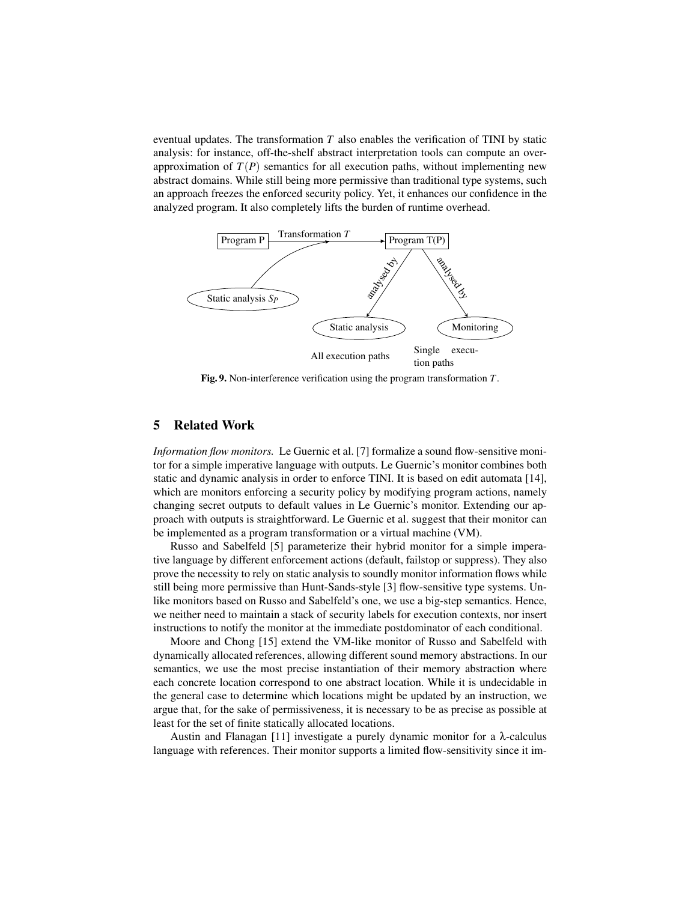eventual updates. The transformation $T$ also enables the verification of TINI by static analysis: for instance, off-the-shelf abstract interpretation tools can compute an over-approximation of $T(P)$ semantics for all execution paths, without implementing new abstract domains. While still being more permissive than traditional type systems, such an approach freezes the enforced security policy. Yet, it enhances our confidence in the analyzed program. It also completely lifts the burden of runtime overhead.

Program P — Transformation $T$ → Program T(P)

Static analysis $S_P$

analysed by → Static analysis (All execution paths)

analysed by → Monitoring (Single execution paths)

**Fig. 9.** Non-interference verification using the program transformation $T$.

## 5 Related Work

*Information flow monitors.* Le Guernic et al. [7] formalize a sound flow-sensitive monitor for a simple imperative language with outputs. Le Guernic's monitor combines both static and dynamic analysis in order to enforce TINI. It is based on edit automata [14], which are monitors enforcing a security policy by modifying program actions, namely changing secret outputs to default values in Le Guernic's monitor. Extending our approach with outputs is straightforward. Le Guernic et al. suggest that their monitor can be implemented as a program transformation or a virtual machine (VM).

Russo and Sabelfeld [5] parameterize their hybrid monitor for a simple imperative language by different enforcement actions (default, failstop or suppress). They also prove the necessity to rely on static analysis to soundly monitor information flows while still being more permissive than Hunt-Sands-style [3] flow-sensitive type systems. Unlike monitors based on Russo and Sabelfeld's one, we use a big-step semantics. Hence, we neither need to maintain a stack of security labels for execution contexts, nor insert instructions to notify the monitor at the immediate postdominator of each conditional.

Moore and Chong [15] extend the VM-like monitor of Russo and Sabelfeld with dynamically allocated references, allowing different sound memory abstractions. In our semantics, we use the most precise instantiation of their memory abstraction where each concrete location correspond to one abstract location. While it is undecidable in the general case to determine which locations might be updated by an instruction, we argue that, for the sake of permissiveness, it is necessary to be as precise as possible at least for the set of finite statically allocated locations.

Austin and Flanagan [11] investigate a purely dynamic monitor for a $\lambda$-calculus language with references. Their monitor supports a limited flow-sensitivity since it im-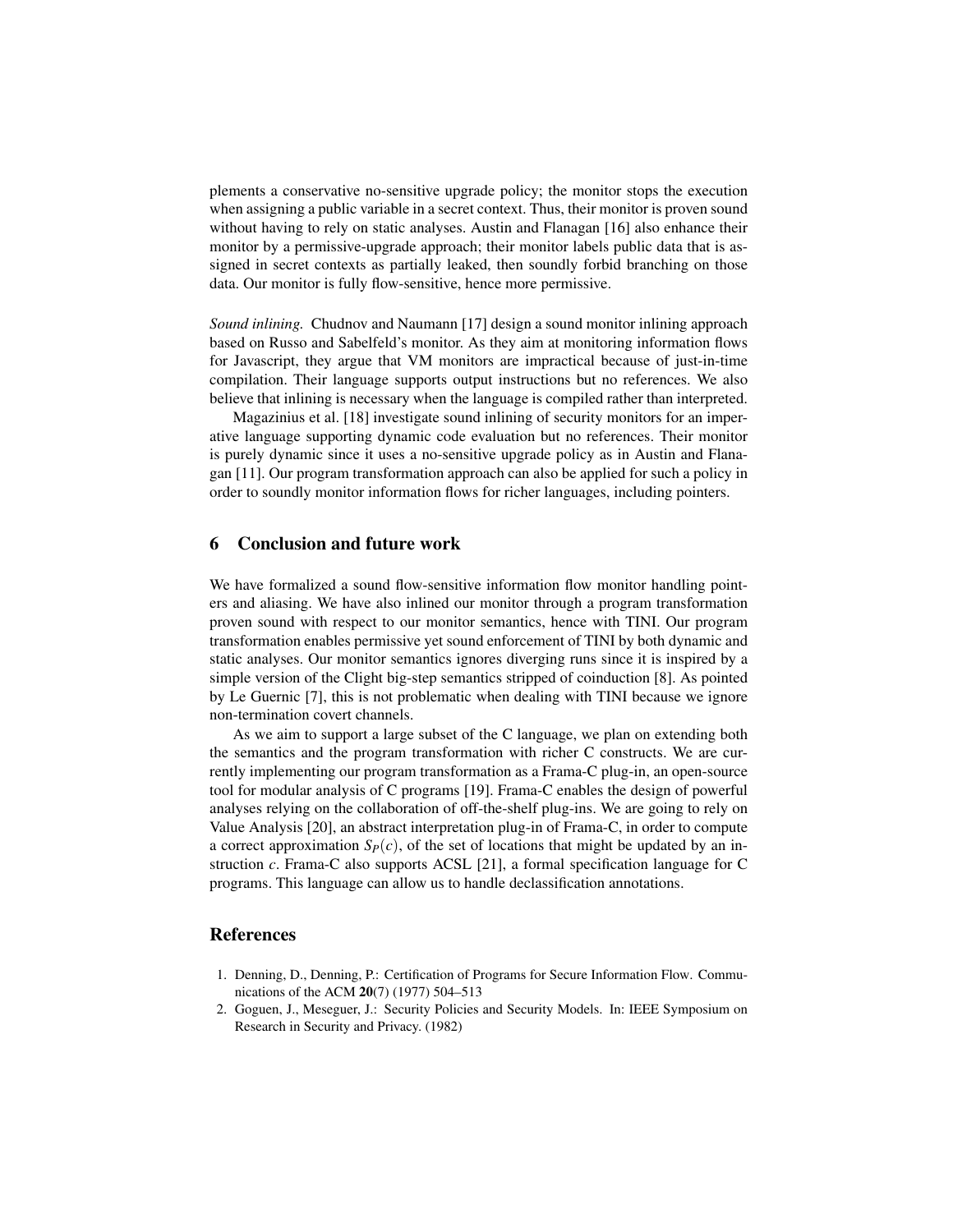plements a conservative no-sensitive upgrade policy; the monitor stops the execution when assigning a public variable in a secret context. Thus, their monitor is proven sound without having to rely on static analyses. Austin and Flanagan [16] also enhance their monitor by a permissive-upgrade approach; their monitor labels public data that is assigned in secret contexts as partially leaked, then soundly forbid branching on those data. Our monitor is fully flow-sensitive, hence more permissive.

*Sound inlining.* Chudnov and Naumann [17] design a sound monitor inlining approach based on Russo and Sabelfeld's monitor. As they aim at monitoring information flows for Javascript, they argue that VM monitors are impractical because of just-in-time compilation. Their language supports output instructions but no references. We also believe that inlining is necessary when the language is compiled rather than interpreted.

Magazinius et al. [18] investigate sound inlining of security monitors for an imperative language supporting dynamic code evaluation but no references. Their monitor is purely dynamic since it uses a no-sensitive upgrade policy as in Austin and Flanagan [11]. Our program transformation approach can also be applied for such a policy in order to soundly monitor information flows for richer languages, including pointers.

## 6 Conclusion and future work

We have formalized a sound flow-sensitive information flow monitor handling pointers and aliasing. We have also inlined our monitor through a program transformation proven sound with respect to our monitor semantics, hence with TINI. Our program transformation enables permissive yet sound enforcement of TINI by both dynamic and static analyses. Our monitor semantics ignores diverging runs since it is inspired by a simple version of the Clight big-step semantics stripped of coinduction [8]. As pointed by Le Guernic [7], this is not problematic when dealing with TINI because we ignore non-termination covert channels.

As we aim to support a large subset of the C language, we plan on extending both the semantics and the program transformation with richer C constructs. We are currently implementing our program transformation as a Frama-C plug-in, an open-source tool for modular analysis of C programs [19]. Frama-C enables the design of powerful analyses relying on the collaboration of off-the-shelf plug-ins. We are going to rely on Value Analysis [20], an abstract interpretation plug-in of Frama-C, in order to compute a correct approximation $S_P(c)$, of the set of locations that might be updated by an instruction $c$. Frama-C also supports ACSL [21], a formal specification language for C programs. This language can allow us to handle declassification annotations.

## References

1. Denning, D., Denning, P.: Certification of Programs for Secure Information Flow. Communications of the ACM **20**(7) (1977) 504–513
2. Goguen, J., Meseguer, J.: Security Policies and Security Models. In: IEEE Symposium on Research in Security and Privacy. (1982)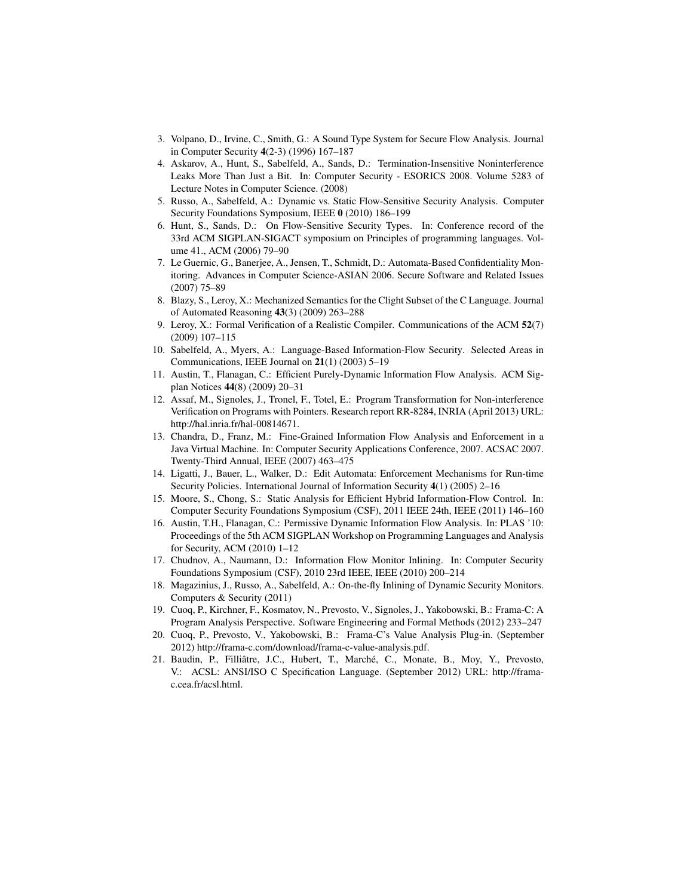3. Volpano, D., Irvine, C., Smith, G.: A Sound Type System for Secure Flow Analysis. Journal in Computer Security **4**(2-3) (1996) 167–187
4. Askarov, A., Hunt, S., Sabelfeld, A., Sands, D.: Termination-Insensitive Noninterference Leaks More Than Just a Bit. In: Computer Security - ESORICS 2008. Volume 5283 of Lecture Notes in Computer Science. (2008)
5. Russo, A., Sabelfeld, A.: Dynamic vs. Static Flow-Sensitive Security Analysis. Computer Security Foundations Symposium, IEEE **0** (2010) 186–199
6. Hunt, S., Sands, D.: On Flow-Sensitive Security Types. In: Conference record of the 33rd ACM SIGPLAN-SIGACT symposium on Principles of programming languages. Volume 41., ACM (2006) 79–90
7. Le Guernic, G., Banerjee, A., Jensen, T., Schmidt, D.: Automata-Based Confidentiality Monitoring. Advances in Computer Science-ASIAN 2006. Secure Software and Related Issues (2007) 75–89
8. Blazy, S., Leroy, X.: Mechanized Semantics for the Clight Subset of the C Language. Journal of Automated Reasoning **43**(3) (2009) 263–288
9. Leroy, X.: Formal Verification of a Realistic Compiler. Communications of the ACM **52**(7) (2009) 107–115
10. Sabelfeld, A., Myers, A.: Language-Based Information-Flow Security. Selected Areas in Communications, IEEE Journal on **21**(1) (2003) 5–19
11. Austin, T., Flanagan, C.: Efficient Purely-Dynamic Information Flow Analysis. ACM Sigplan Notices **44**(8) (2009) 20–31
12. Assaf, M., Signoles, J., Tronel, F., Totel, E.: Program Transformation for Non-interference Verification on Programs with Pointers. Research report RR-8284, INRIA (April 2013) URL: http://hal.inria.fr/hal-00814671.
13. Chandra, D., Franz, M.: Fine-Grained Information Flow Analysis and Enforcement in a Java Virtual Machine. In: Computer Security Applications Conference, 2007. ACSAC 2007. Twenty-Third Annual, IEEE (2007) 463–475
14. Ligatti, J., Bauer, L., Walker, D.: Edit Automata: Enforcement Mechanisms for Run-time Security Policies. International Journal of Information Security **4**(1) (2005) 2–16
15. Moore, S., Chong, S.: Static Analysis for Efficient Hybrid Information-Flow Control. In: Computer Security Foundations Symposium (CSF), 2011 IEEE 24th, IEEE (2011) 146–160
16. Austin, T.H., Flanagan, C.: Permissive Dynamic Information Flow Analysis. In: PLAS '10: Proceedings of the 5th ACM SIGPLAN Workshop on Programming Languages and Analysis for Security, ACM (2010) 1–12
17. Chudnov, A., Naumann, D.: Information Flow Monitor Inlining. In: Computer Security Foundations Symposium (CSF), 2010 23rd IEEE, IEEE (2010) 200–214
18. Magazinius, J., Russo, A., Sabelfeld, A.: On-the-fly Inlining of Dynamic Security Monitors. Computers & Security (2011)
19. Cuoq, P., Kirchner, F., Kosmatov, N., Prevosto, V., Signoles, J., Yakobowski, B.: Frama-C: A Program Analysis Perspective. Software Engineering and Formal Methods (2012) 233–247
20. Cuoq, P., Prevosto, V., Yakobowski, B.: Frama-C's Value Analysis Plug-in. (September 2012) http://frama-c.com/download/frama-c-value-analysis.pdf.
21. Baudin, P., Filliâtre, J.C., Hubert, T., Marché, C., Monate, B., Moy, Y., Prevosto, V.: ACSL: ANSI/ISO C Specification Language. (September 2012) URL: http://frama-c.cea.fr/acsl.html.